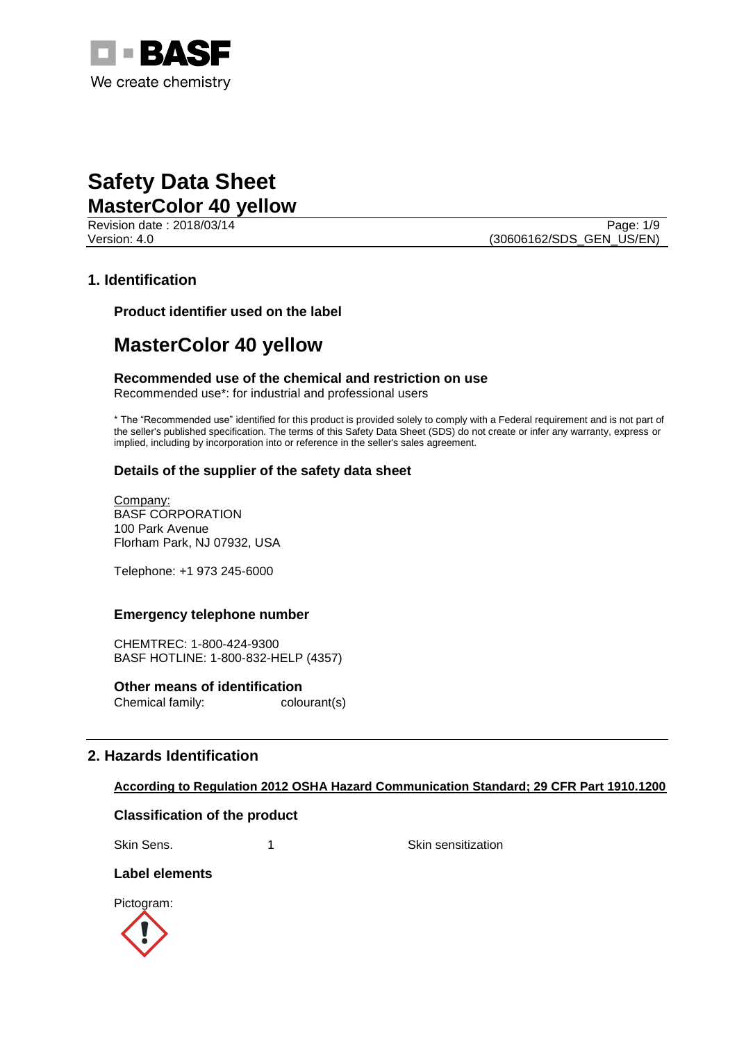BASF
We create chemistry

# Safety Data Sheet
## MasterColor 40 yellow

Revision date : 2018/03/14
Version: 4.0
(30606162/SDS_GEN_US/EN)

## 1. Identification

### Product identifier used on the label

# MasterColor 40 yellow

### Recommended use of the chemical and restriction on use

Recommended use*: for industrial and professional users

* The "Recommended use" identified for this product is provided solely to comply with a Federal requirement and is not part of the seller's published specification. The terms of this Safety Data Sheet (SDS) do not create or infer any warranty, express or implied, including by incorporation into or reference in the seller's sales agreement.

### Details of the supplier of the safety data sheet

Company:
BASF CORPORATION
100 Park Avenue
Florham Park, NJ 07932, USA

Telephone: +1 973 245-6000

### Emergency telephone number

CHEMTREC: 1-800-424-9300
BASF HOTLINE: 1-800-832-HELP (4357)

### Other means of identification

Chemical family: colourant(s)

## 2. Hazards Identification

**According to Regulation 2012 OSHA Hazard Communication Standard; 29 CFR Part 1910.1200**

### Classification of the product

| | | |
|---|---|---|
| Skin Sens. | 1 | Skin sensitization |

### Label elements

Pictogram: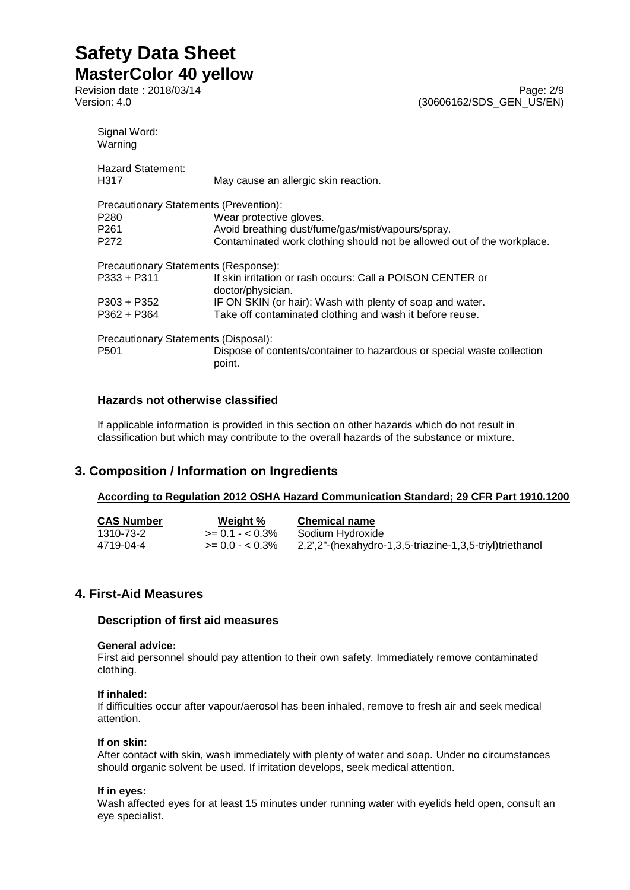Signal Word:
Warning

Hazard Statement:

| | |
|---|---|
| H317 | May cause an allergic skin reaction. |

Precautionary Statements (Prevention):

| | |
|---|---|
| P280 | Wear protective gloves. |
| P261 | Avoid breathing dust/fume/gas/mist/vapours/spray. |
| P272 | Contaminated work clothing should not be allowed out of the workplace. |

Precautionary Statements (Response):

| | |
|---|---|
| P333 + P311 | If skin irritation or rash occurs: Call a POISON CENTER or doctor/physician. |
| P303 + P352 | IF ON SKIN (or hair): Wash with plenty of soap and water. |
| P362 + P364 | Take off contaminated clothing and wash it before reuse. |

Precautionary Statements (Disposal):

| | |
|---|---|
| P501 | Dispose of contents/container to hazardous or special waste collection point. |

### Hazards not otherwise classified

If applicable information is provided in this section on other hazards which do not result in classification but which may contribute to the overall hazards of the substance or mixture.

## 3. Composition / Information on Ingredients

**According to Regulation 2012 OSHA Hazard Communication Standard; 29 CFR Part 1910.1200**

| CAS Number | Weight % | Chemical name |
|---|---|---|
| 1310-73-2 | >= 0.1 - < 0.3% | Sodium Hydroxide |
| 4719-04-4 | >= 0.0 - < 0.3% | 2,2',2''-(hexahydro-1,3,5-triazine-1,3,5-triyl)triethanol |

## 4. First-Aid Measures

### Description of first aid measures

**General advice:**
First aid personnel should pay attention to their own safety. Immediately remove contaminated clothing.

**If inhaled:**
If difficulties occur after vapour/aerosol has been inhaled, remove to fresh air and seek medical attention.

**If on skin:**
After contact with skin, wash immediately with plenty of water and soap. Under no circumstances should organic solvent be used. If irritation develops, seek medical attention.

**If in eyes:**
Wash affected eyes for at least 15 minutes under running water with eyelids held open, consult an eye specialist.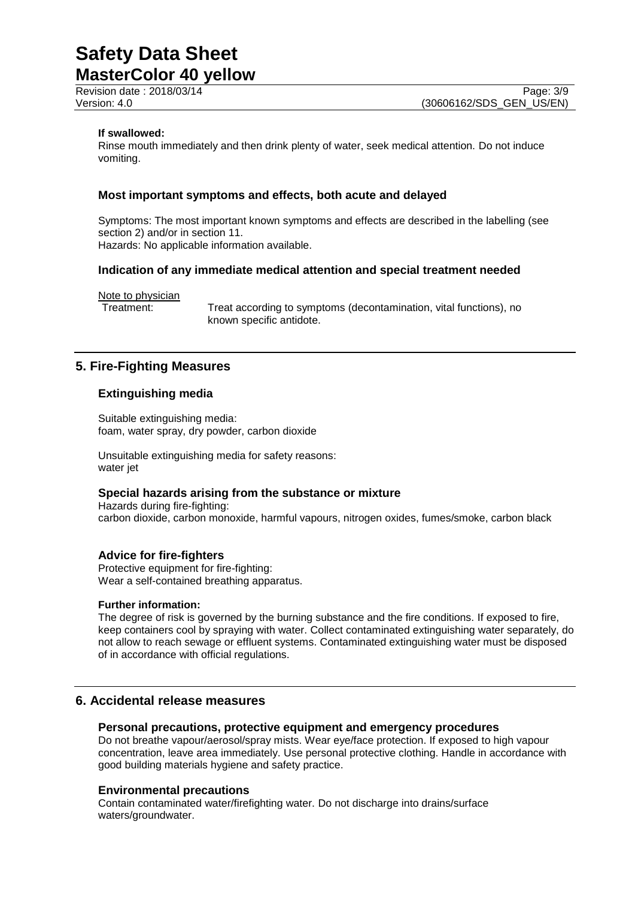**If swallowed:**
Rinse mouth immediately and then drink plenty of water, seek medical attention. Do not induce vomiting.

### Most important symptoms and effects, both acute and delayed

Symptoms: The most important known symptoms and effects are described in the labelling (see section 2) and/or in section 11.
Hazards: No applicable information available.

### Indication of any immediate medical attention and special treatment needed

Note to physician
Treatment: Treat according to symptoms (decontamination, vital functions), no known specific antidote.

## 5. Fire-Fighting Measures

### Extinguishing media

Suitable extinguishing media:
foam, water spray, dry powder, carbon dioxide

Unsuitable extinguishing media for safety reasons:
water jet

### Special hazards arising from the substance or mixture

Hazards during fire-fighting:
carbon dioxide, carbon monoxide, harmful vapours, nitrogen oxides, fumes/smoke, carbon black

### Advice for fire-fighters

Protective equipment for fire-fighting:
Wear a self-contained breathing apparatus.

**Further information:**
The degree of risk is governed by the burning substance and the fire conditions. If exposed to fire, keep containers cool by spraying with water. Collect contaminated extinguishing water separately, do not allow to reach sewage or effluent systems. Contaminated extinguishing water must be disposed of in accordance with official regulations.

## 6. Accidental release measures

### Personal precautions, protective equipment and emergency procedures

Do not breathe vapour/aerosol/spray mists. Wear eye/face protection. If exposed to high vapour concentration, leave area immediately. Use personal protective clothing. Handle in accordance with good building materials hygiene and safety practice.

### Environmental precautions

Contain contaminated water/firefighting water. Do not discharge into drains/surface waters/groundwater.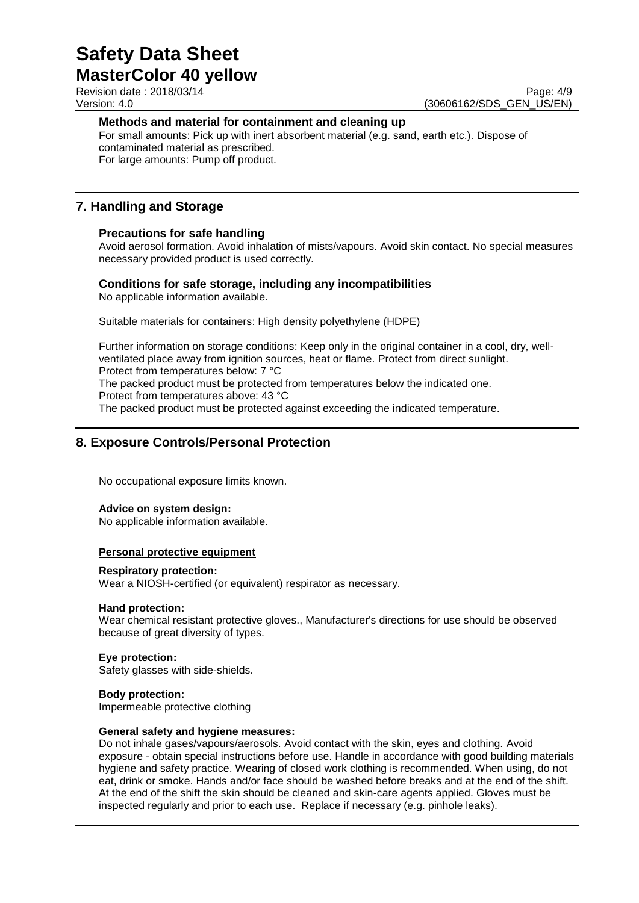### Methods and material for containment and cleaning up

For small amounts: Pick up with inert absorbent material (e.g. sand, earth etc.). Dispose of contaminated material as prescribed.
For large amounts: Pump off product.

## 7. Handling and Storage

### Precautions for safe handling

Avoid aerosol formation. Avoid inhalation of mists/vapours. Avoid skin contact. No special measures necessary provided product is used correctly.

### Conditions for safe storage, including any incompatibilities

No applicable information available.

Suitable materials for containers: High density polyethylene (HDPE)

Further information on storage conditions: Keep only in the original container in a cool, dry, well-ventilated place away from ignition sources, heat or flame. Protect from direct sunlight.
Protect from temperatures below: 7 °C
The packed product must be protected from temperatures below the indicated one.
Protect from temperatures above: 43 °C
The packed product must be protected against exceeding the indicated temperature.

## 8. Exposure Controls/Personal Protection

No occupational exposure limits known.

**Advice on system design:**
No applicable information available.

**Personal protective equipment**

**Respiratory protection:**
Wear a NIOSH-certified (or equivalent) respirator as necessary.

**Hand protection:**
Wear chemical resistant protective gloves., Manufacturer's directions for use should be observed because of great diversity of types.

**Eye protection:**
Safety glasses with side-shields.

**Body protection:**
Impermeable protective clothing

**General safety and hygiene measures:**
Do not inhale gases/vapours/aerosols. Avoid contact with the skin, eyes and clothing. Avoid exposure - obtain special instructions before use. Handle in accordance with good building materials hygiene and safety practice. Wearing of closed work clothing is recommended. When using, do not eat, drink or smoke. Hands and/or face should be washed before breaks and at the end of the shift. At the end of the shift the skin should be cleaned and skin-care agents applied. Gloves must be inspected regularly and prior to each use. Replace if necessary (e.g. pinhole leaks).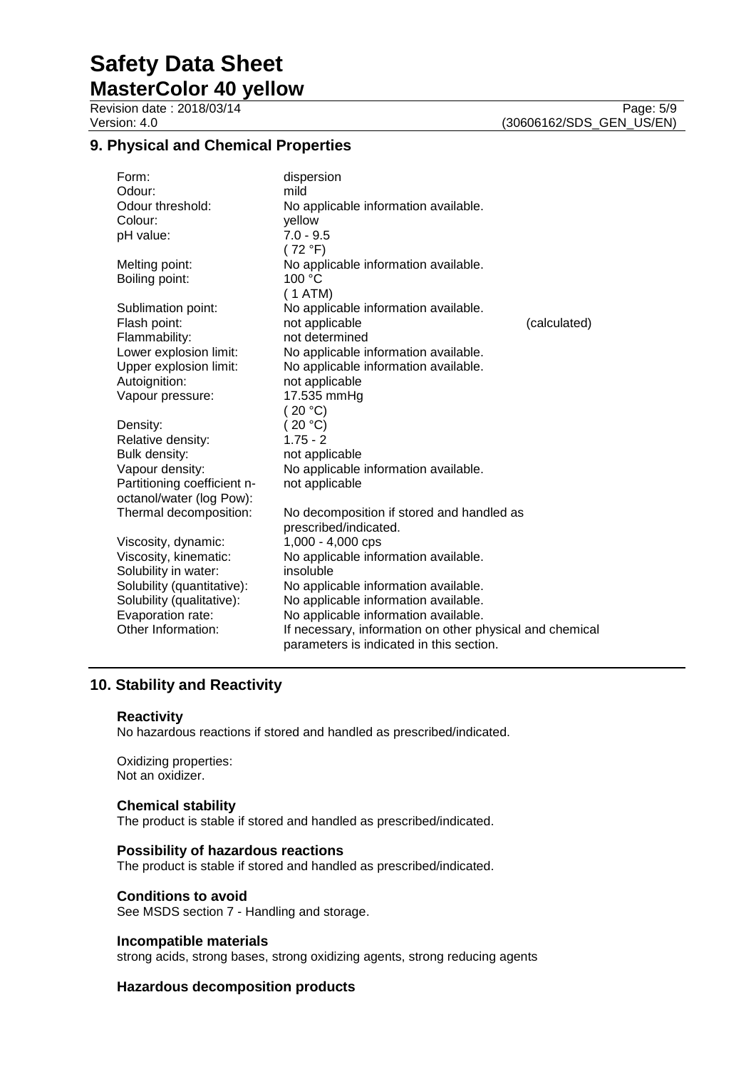## 9. Physical and Chemical Properties

| | | |
|---|---|---|
| Form: | dispersion | |
| Odour: | mild | |
| Odour threshold: | No applicable information available. | |
| Colour: | yellow | |
| pH value: | 7.0 - 9.5<br>( 72 °F) | |
| Melting point: | No applicable information available. | |
| Boiling point: | 100 °C<br>( 1 ATM) | |
| Sublimation point: | No applicable information available. | |
| Flash point: | not applicable | (calculated) |
| Flammability: | not determined | |
| Lower explosion limit: | No applicable information available. | |
| Upper explosion limit: | No applicable information available. | |
| Autoignition: | not applicable | |
| Vapour pressure: | 17.535 mmHg<br>( 20 °C) | |
| Density: | ( 20 °C) | |
| Relative density: | 1.75 - 2 | |
| Bulk density: | not applicable | |
| Vapour density: | No applicable information available. | |
| Partitioning coefficient n-octanol/water (log Pow): | not applicable | |
| Thermal decomposition: | No decomposition if stored and handled as prescribed/indicated. | |
| Viscosity, dynamic: | 1,000 - 4,000 cps | |
| Viscosity, kinematic: | No applicable information available. | |
| Solubility in water: | insoluble | |
| Solubility (quantitative): | No applicable information available. | |
| Solubility (qualitative): | No applicable information available. | |
| Evaporation rate: | No applicable information available. | |
| Other Information: | If necessary, information on other physical and chemical parameters is indicated in this section. | |

## 10. Stability and Reactivity

### Reactivity

No hazardous reactions if stored and handled as prescribed/indicated.

Oxidizing properties:
Not an oxidizer.

### Chemical stability

The product is stable if stored and handled as prescribed/indicated.

### Possibility of hazardous reactions

The product is stable if stored and handled as prescribed/indicated.

### Conditions to avoid

See MSDS section 7 - Handling and storage.

### Incompatible materials

strong acids, strong bases, strong oxidizing agents, strong reducing agents

### Hazardous decomposition products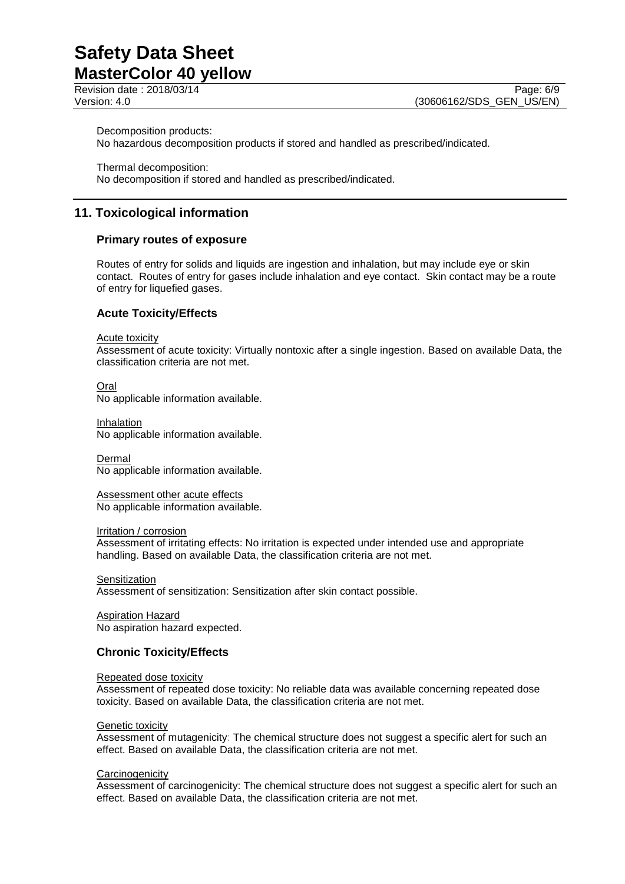Decomposition products:
No hazardous decomposition products if stored and handled as prescribed/indicated.

Thermal decomposition:
No decomposition if stored and handled as prescribed/indicated.

## 11. Toxicological information

### Primary routes of exposure

Routes of entry for solids and liquids are ingestion and inhalation, but may include eye or skin contact. Routes of entry for gases include inhalation and eye contact. Skin contact may be a route of entry for liquefied gases.

### Acute Toxicity/Effects

Acute toxicity
Assessment of acute toxicity: Virtually nontoxic after a single ingestion. Based on available Data, the classification criteria are not met.

Oral
No applicable information available.

Inhalation
No applicable information available.

Dermal
No applicable information available.

Assessment other acute effects
No applicable information available.

Irritation / corrosion
Assessment of irritating effects: No irritation is expected under intended use and appropriate handling. Based on available Data, the classification criteria are not met.

Sensitization
Assessment of sensitization: Sensitization after skin contact possible.

Aspiration Hazard
No aspiration hazard expected.

### Chronic Toxicity/Effects

Repeated dose toxicity
Assessment of repeated dose toxicity: No reliable data was available concerning repeated dose toxicity. Based on available Data, the classification criteria are not met.

Genetic toxicity
Assessment of mutagenicity: The chemical structure does not suggest a specific alert for such an effect. Based on available Data, the classification criteria are not met.

Carcinogenicity
Assessment of carcinogenicity: The chemical structure does not suggest a specific alert for such an effect. Based on available Data, the classification criteria are not met.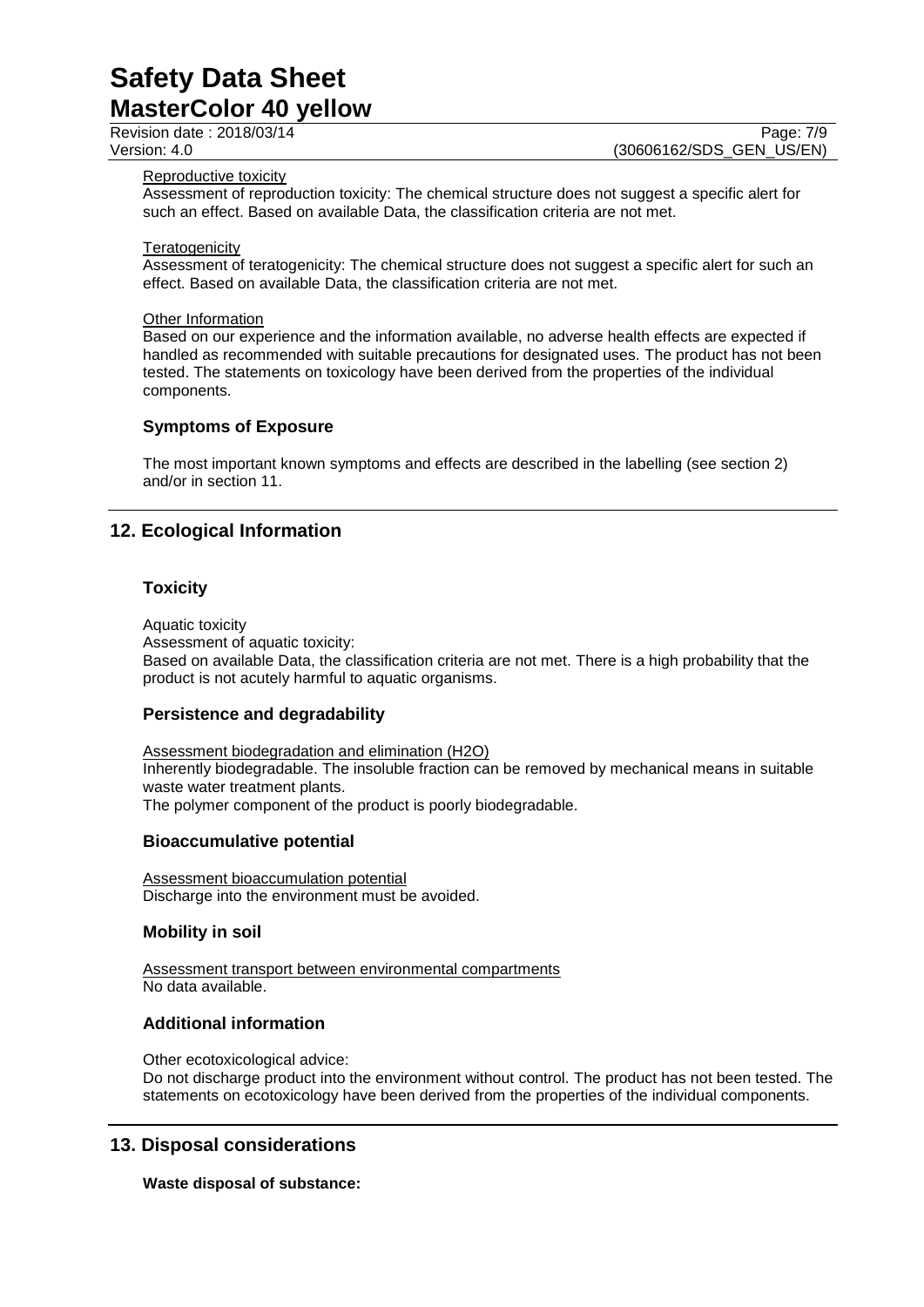#### Reproductive toxicity

Assessment of reproduction toxicity: The chemical structure does not suggest a specific alert for such an effect. Based on available Data, the classification criteria are not met.

#### Teratogenicity

Assessment of teratogenicity: The chemical structure does not suggest a specific alert for such an effect. Based on available Data, the classification criteria are not met.

#### Other Information

Based on our experience and the information available, no adverse health effects are expected if handled as recommended with suitable precautions for designated uses. The product has not been tested. The statements on toxicology have been derived from the properties of the individual components.

### Symptoms of Exposure

The most important known symptoms and effects are described in the labelling (see section 2) and/or in section 11.

## 12. Ecological Information

### Toxicity

Aquatic toxicity

Assessment of aquatic toxicity:

Based on available Data, the classification criteria are not met. There is a high probability that the product is not acutely harmful to aquatic organisms.

### Persistence and degradability

Assessment biodegradation and elimination ($H_2O$)

Inherently biodegradable. The insoluble fraction can be removed by mechanical means in suitable waste water treatment plants.

The polymer component of the product is poorly biodegradable.

### Bioaccumulative potential

Assessment bioaccumulation potential

Discharge into the environment must be avoided.

### Mobility in soil

Assessment transport between environmental compartments

No data available.

### Additional information

Other ecotoxicological advice:

Do not discharge product into the environment without control. The product has not been tested. The statements on ecotoxicology have been derived from the properties of the individual components.

## 13. Disposal considerations

**Waste disposal of substance:**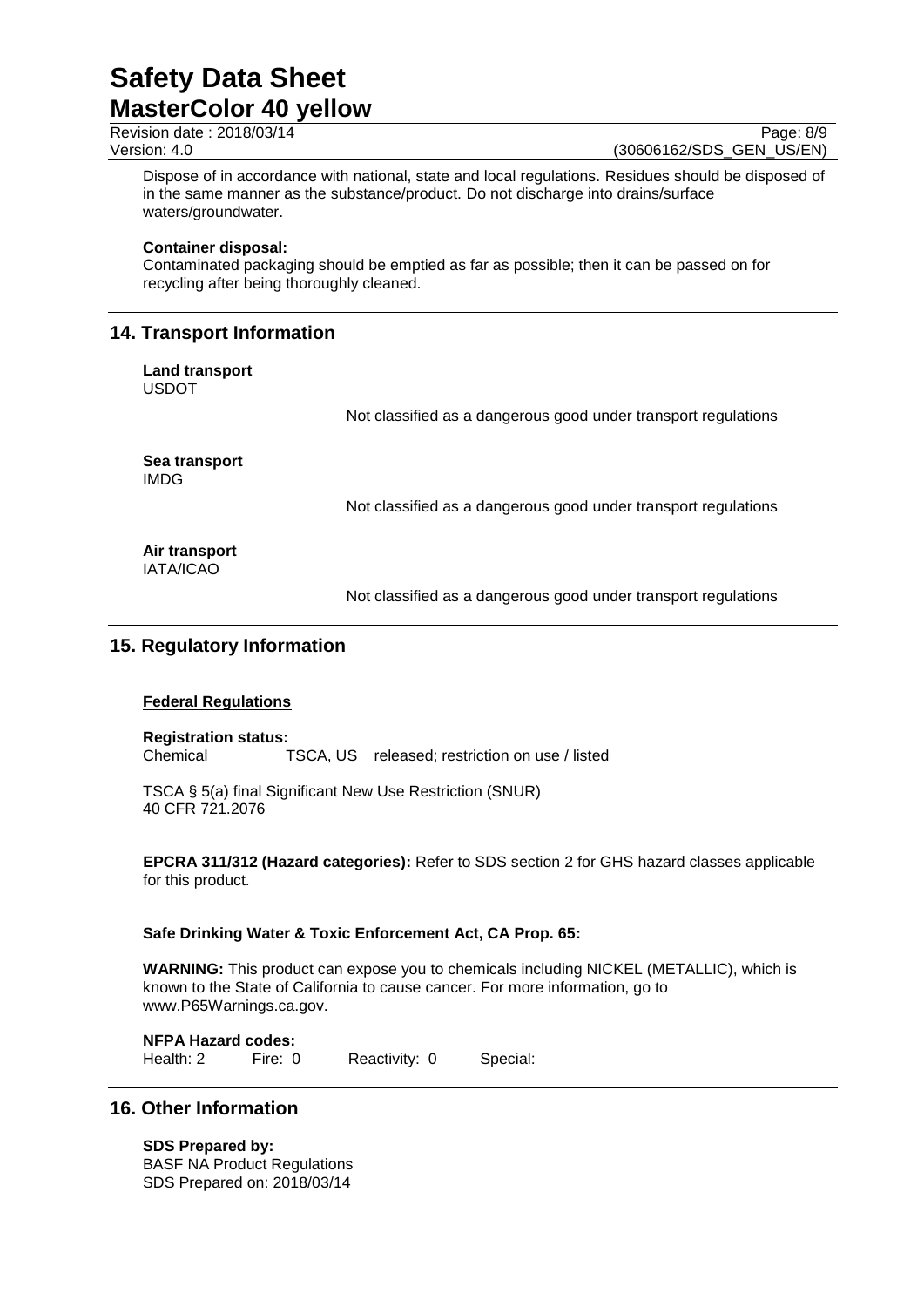Dispose of in accordance with national, state and local regulations. Residues should be disposed of in the same manner as the substance/product. Do not discharge into drains/surface waters/groundwater.

**Container disposal:**
Contaminated packaging should be emptied as far as possible; then it can be passed on for recycling after being thoroughly cleaned.

## 14. Transport Information

**Land transport**
USDOT

Not classified as a dangerous good under transport regulations

**Sea transport**
IMDG

Not classified as a dangerous good under transport regulations

**Air transport**
IATA/ICAO

Not classified as a dangerous good under transport regulations

## 15. Regulatory Information

**Federal Regulations**

**Registration status:**
Chemical TSCA, US released; restriction on use / listed

TSCA § 5(a) final Significant New Use Restriction (SNUR)
40 CFR 721.2076

**EPCRA 311/312 (Hazard categories):** Refer to SDS section 2 for GHS hazard classes applicable for this product.

**Safe Drinking Water & Toxic Enforcement Act, CA Prop. 65:**

**WARNING:** This product can expose you to chemicals including NICKEL (METALLIC), which is known to the State of California to cause cancer. For more information, go to www.P65Warnings.ca.gov.

**NFPA Hazard codes:**
Health: 2 Fire: 0 Reactivity: 0 Special:

## 16. Other Information

**SDS Prepared by:**
BASF NA Product Regulations
SDS Prepared on: 2018/03/14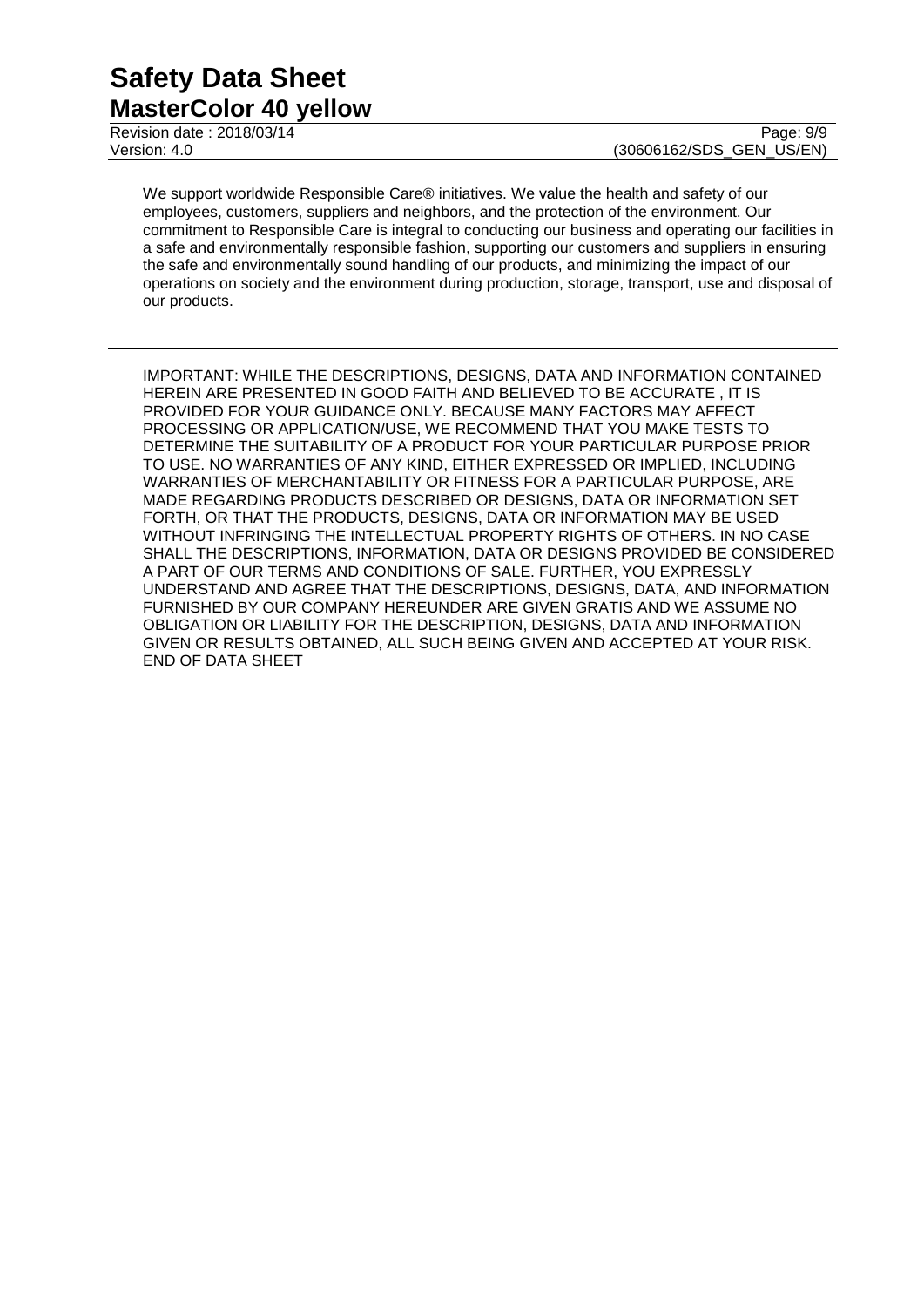We support worldwide Responsible Care® initiatives. We value the health and safety of our employees, customers, suppliers and neighbors, and the protection of the environment. Our commitment to Responsible Care is integral to conducting our business and operating our facilities in a safe and environmentally responsible fashion, supporting our customers and suppliers in ensuring the safe and environmentally sound handling of our products, and minimizing the impact of our operations on society and the environment during production, storage, transport, use and disposal of our products.

---

IMPORTANT: WHILE THE DESCRIPTIONS, DESIGNS, DATA AND INFORMATION CONTAINED HEREIN ARE PRESENTED IN GOOD FAITH AND BELIEVED TO BE ACCURATE , IT IS PROVIDED FOR YOUR GUIDANCE ONLY. BECAUSE MANY FACTORS MAY AFFECT PROCESSING OR APPLICATION/USE, WE RECOMMEND THAT YOU MAKE TESTS TO DETERMINE THE SUITABILITY OF A PRODUCT FOR YOUR PARTICULAR PURPOSE PRIOR TO USE. NO WARRANTIES OF ANY KIND, EITHER EXPRESSED OR IMPLIED, INCLUDING WARRANTIES OF MERCHANTABILITY OR FITNESS FOR A PARTICULAR PURPOSE, ARE MADE REGARDING PRODUCTS DESCRIBED OR DESIGNS, DATA OR INFORMATION SET FORTH, OR THAT THE PRODUCTS, DESIGNS, DATA OR INFORMATION MAY BE USED WITHOUT INFRINGING THE INTELLECTUAL PROPERTY RIGHTS OF OTHERS. IN NO CASE SHALL THE DESCRIPTIONS, INFORMATION, DATA OR DESIGNS PROVIDED BE CONSIDERED A PART OF OUR TERMS AND CONDITIONS OF SALE. FURTHER, YOU EXPRESSLY UNDERSTAND AND AGREE THAT THE DESCRIPTIONS, DESIGNS, DATA, AND INFORMATION FURNISHED BY OUR COMPANY HEREUNDER ARE GIVEN GRATIS AND WE ASSUME NO OBLIGATION OR LIABILITY FOR THE DESCRIPTION, DESIGNS, DATA AND INFORMATION GIVEN OR RESULTS OBTAINED, ALL SUCH BEING GIVEN AND ACCEPTED AT YOUR RISK.
END OF DATA SHEET